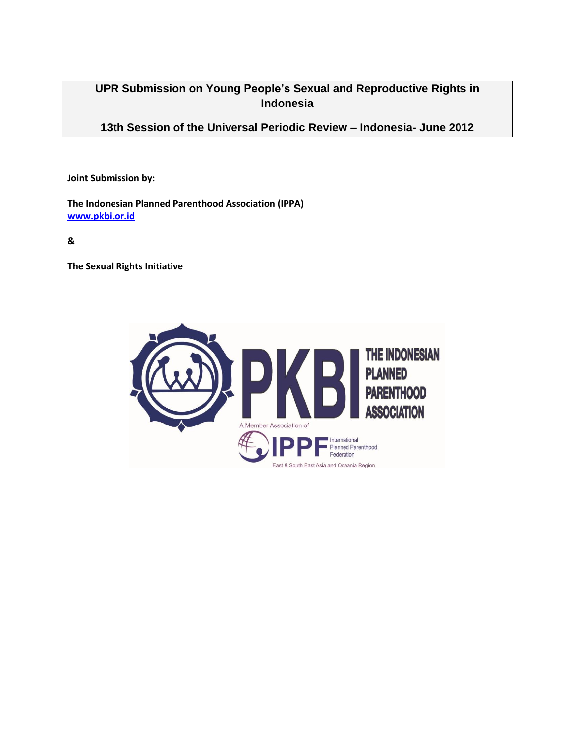# UPR Submission on Young People's Sexual and Reproductive Rights in Indonesia

## 13th Session of the Universal Periodic Review – Indonesia- June 2012

**Joint Submission by:**

**The Indonesian Planned Parenthood Association (IPPA)**
[www.pkbi.or.id](http://www.pkbi.or.id)

**&**

**The Sexual Rights Initiative**

PKBI THE INDONESIAN PLANNED PARENTHOOD ASSOCIATION

A Member Association of

IPPF International Planned Parenthood Federation

East & South East Asia and Oceania Region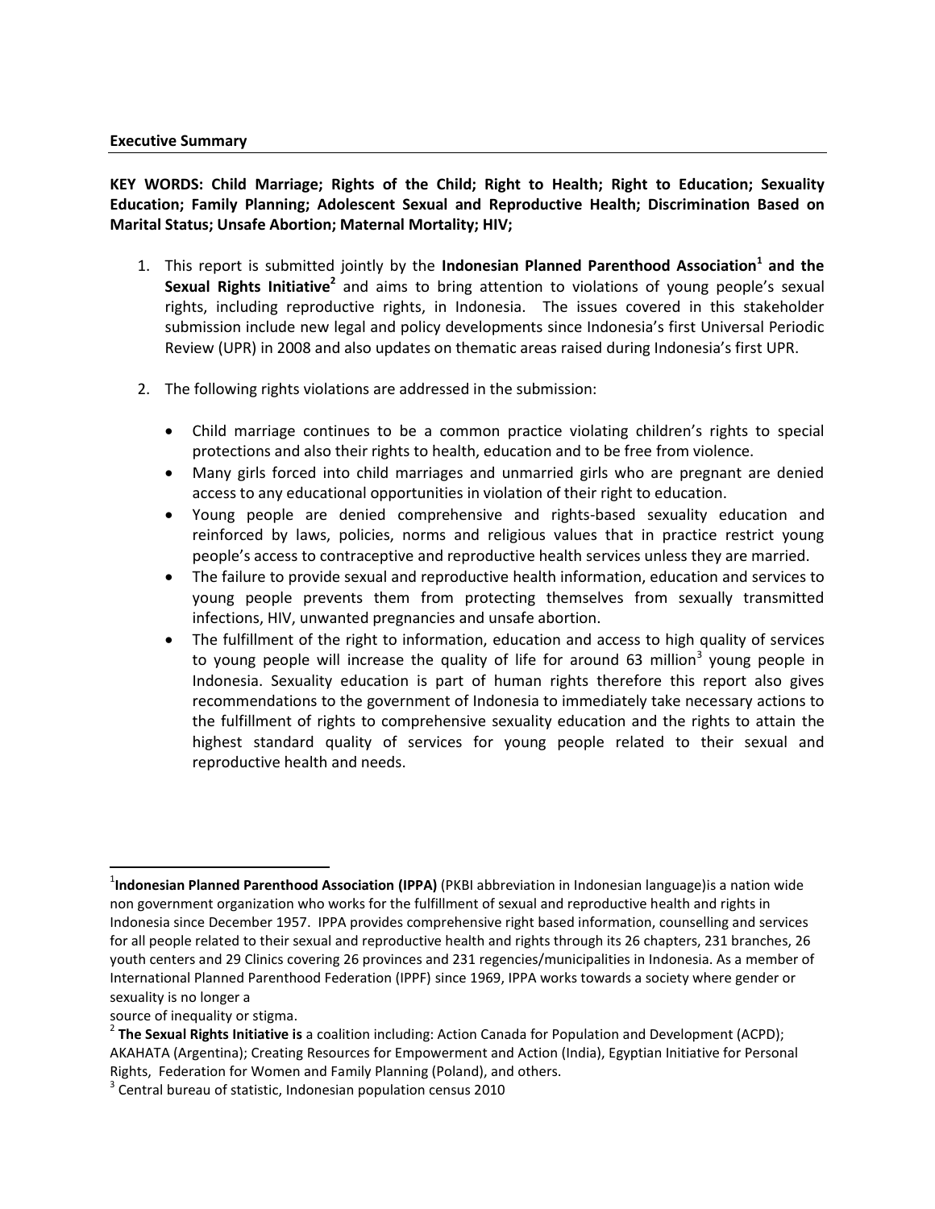**Executive Summary**

**KEY WORDS: Child Marriage; Rights of the Child; Right to Health; Right to Education; Sexuality Education; Family Planning; Adolescent Sexual and Reproductive Health; Discrimination Based on Marital Status; Unsafe Abortion; Maternal Mortality; HIV;**

1. This report is submitted jointly by the **Indonesian Planned Parenthood Association[1] and the Sexual Rights Initiative[2]** and aims to bring attention to violations of young people's sexual rights, including reproductive rights, in Indonesia. The issues covered in this stakeholder submission include new legal and policy developments since Indonesia's first Universal Periodic Review (UPR) in 2008 and also updates on thematic areas raised during Indonesia's first UPR.

2. The following rights violations are addressed in the submission:

   - Child marriage continues to be a common practice violating children's rights to special protections and also their rights to health, education and to be free from violence.
   - Many girls forced into child marriages and unmarried girls who are pregnant are denied access to any educational opportunities in violation of their right to education.
   - Young people are denied comprehensive and rights-based sexuality education and reinforced by laws, policies, norms and religious values that in practice restrict young people's access to contraceptive and reproductive health services unless they are married.
   - The failure to provide sexual and reproductive health information, education and services to young people prevents them from protecting themselves from sexually transmitted infections, HIV, unwanted pregnancies and unsafe abortion.
   - The fulfillment of the right to information, education and access to high quality of services to young people will increase the quality of life for around 63 million[3] young people in Indonesia. Sexuality education is part of human rights therefore this report also gives recommendations to the government of Indonesia to immediately take necessary actions to the fulfillment of rights to comprehensive sexuality education and the rights to attain the highest standard quality of services for young people related to their sexual and reproductive health and needs.

---

[1] **Indonesian Planned Parenthood Association (IPPA)** (PKBI abbreviation in Indonesian language)is a nation wide non government organization who works for the fulfillment of sexual and reproductive health and rights in Indonesia since December 1957. IPPA provides comprehensive right based information, counselling and services for all people related to their sexual and reproductive health and rights through its 26 chapters, 231 branches, 26 youth centers and 29 Clinics covering 26 provinces and 231 regencies/municipalities in Indonesia. As a member of International Planned Parenthood Federation (IPPF) since 1969, IPPA works towards a society where gender or sexuality is no longer a
source of inequality or stigma.

[2] **The Sexual Rights Initiative is** a coalition including: Action Canada for Population and Development (ACPD); AKAHATA (Argentina); Creating Resources for Empowerment and Action (India), Egyptian Initiative for Personal Rights, Federation for Women and Family Planning (Poland), and others.

[3] Central bureau of statistic, Indonesian population census 2010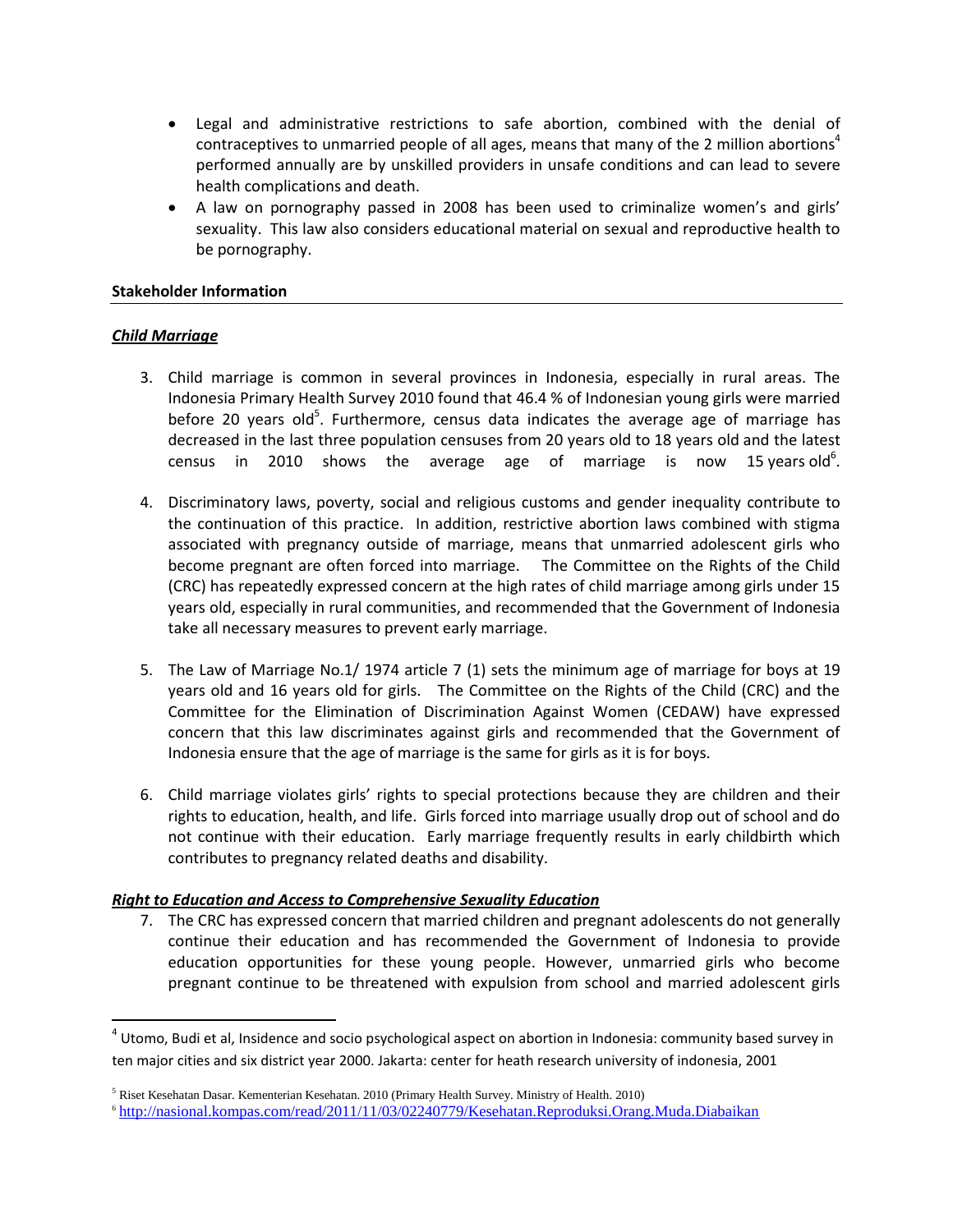- Legal and administrative restrictions to safe abortion, combined with the denial of contraceptives to unmarried people of all ages, means that many of the 2 million abortions[4] performed annually are by unskilled providers in unsafe conditions and can lead to severe health complications and death.
- A law on pornography passed in 2008 has been used to criminalize women's and girls' sexuality. This law also considers educational material on sexual and reproductive health to be pornography.

**Stakeholder Information**

***Child Marriage***

3. Child marriage is common in several provinces in Indonesia, especially in rural areas. The Indonesia Primary Health Survey 2010 found that 46.4 % of Indonesian young girls were married before 20 years old[5]. Furthermore, census data indicates the average age of marriage has decreased in the last three population censuses from 20 years old to 18 years old and the latest census in 2010 shows the average age of marriage is now 15 years old[6].

4. Discriminatory laws, poverty, social and religious customs and gender inequality contribute to the continuation of this practice. In addition, restrictive abortion laws combined with stigma associated with pregnancy outside of marriage, means that unmarried adolescent girls who become pregnant are often forced into marriage. The Committee on the Rights of the Child (CRC) has repeatedly expressed concern at the high rates of child marriage among girls under 15 years old, especially in rural communities, and recommended that the Government of Indonesia take all necessary measures to prevent early marriage.

5. The Law of Marriage No.1/ 1974 article 7 (1) sets the minimum age of marriage for boys at 19 years old and 16 years old for girls. The Committee on the Rights of the Child (CRC) and the Committee for the Elimination of Discrimination Against Women (CEDAW) have expressed concern that this law discriminates against girls and recommended that the Government of Indonesia ensure that the age of marriage is the same for girls as it is for boys.

6. Child marriage violates girls' rights to special protections because they are children and their rights to education, health, and life. Girls forced into marriage usually drop out of school and do not continue with their education. Early marriage frequently results in early childbirth which contributes to pregnancy related deaths and disability.

***Right to Education and Access to Comprehensive Sexuality Education***

7. The CRC has expressed concern that married children and pregnant adolescents do not generally continue their education and has recommended the Government of Indonesia to provide education opportunities for these young people. However, unmarried girls who become pregnant continue to be threatened with expulsion from school and married adolescent girls

---

[4] Utomo, Budi et al, Insidence and socio psychological aspect on abortion in Indonesia: community based survey in ten major cities and six district year 2000. Jakarta: center for heath research university of indonesia, 2001

[5] Riset Kesehatan Dasar. Kementerian Kesehatan. 2010 (Primary Health Survey. Ministry of Health. 2010)

[6] http://nasional.kompas.com/read/2011/11/03/02240779/Kesehatan.Reproduksi.Orang.Muda.Diabaikan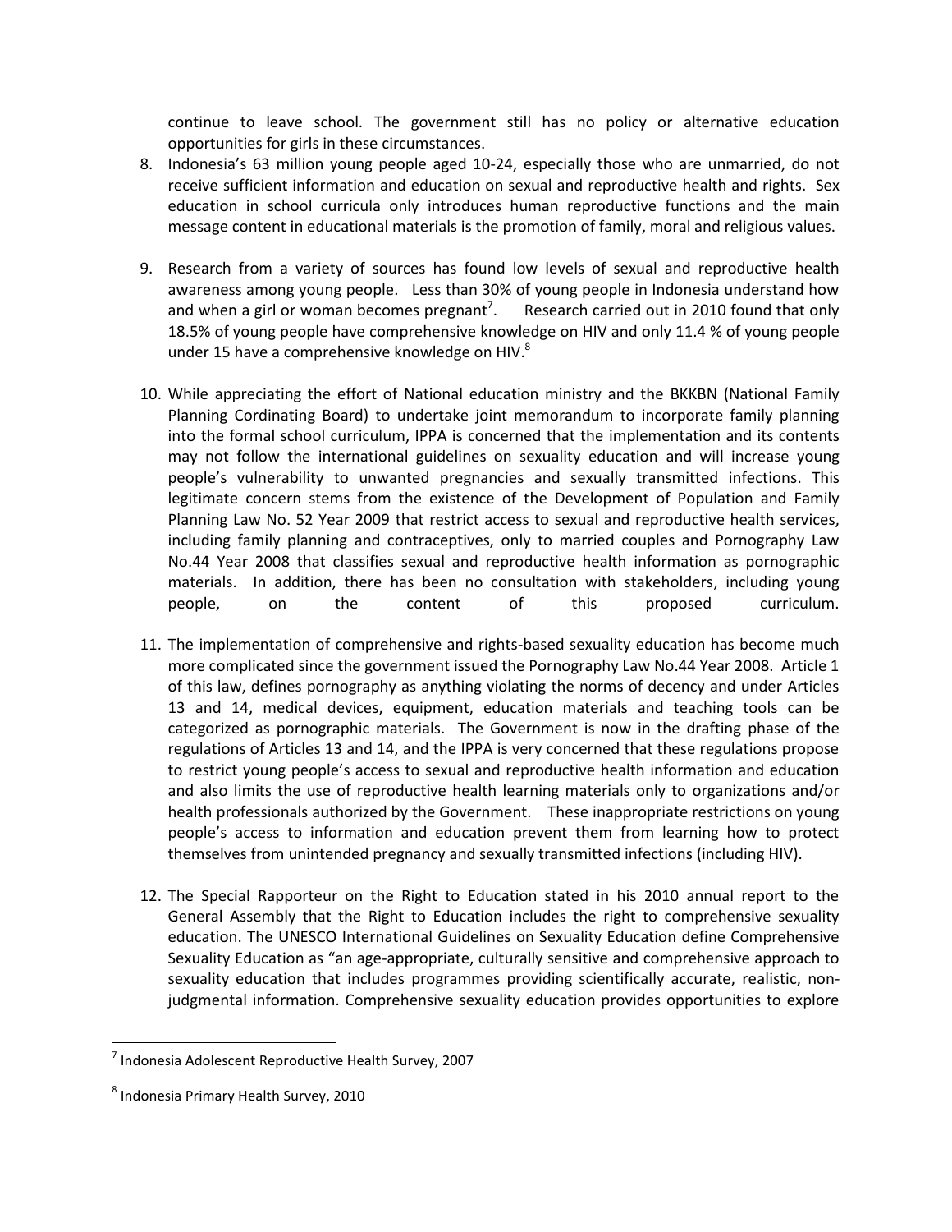continue to leave school. The government still has no policy or alternative education opportunities for girls in these circumstances.

8. Indonesia's 63 million young people aged 10-24, especially those who are unmarried, do not receive sufficient information and education on sexual and reproductive health and rights. Sex education in school curricula only introduces human reproductive functions and the main message content in educational materials is the promotion of family, moral and religious values.

9. Research from a variety of sources has found low levels of sexual and reproductive health awareness among young people. Less than 30% of young people in Indonesia understand how and when a girl or woman becomes pregnant[7]. Research carried out in 2010 found that only 18.5% of young people have comprehensive knowledge on HIV and only 11.4 % of young people under 15 have a comprehensive knowledge on HIV.[8]

10. While appreciating the effort of National education ministry and the BKKBN (National Family Planning Cordinating Board) to undertake joint memorandum to incorporate family planning into the formal school curriculum, IPPA is concerned that the implementation and its contents may not follow the international guidelines on sexuality education and will increase young people's vulnerability to unwanted pregnancies and sexually transmitted infections. This legitimate concern stems from the existence of the Development of Population and Family Planning Law No. 52 Year 2009 that restrict access to sexual and reproductive health services, including family planning and contraceptives, only to married couples and Pornography Law No.44 Year 2008 that classifies sexual and reproductive health information as pornographic materials. In addition, there has been no consultation with stakeholders, including young people, on the content of this proposed curriculum.

11. The implementation of comprehensive and rights-based sexuality education has become much more complicated since the government issued the Pornography Law No.44 Year 2008. Article 1 of this law, defines pornography as anything violating the norms of decency and under Articles 13 and 14, medical devices, equipment, education materials and teaching tools can be categorized as pornographic materials. The Government is now in the drafting phase of the regulations of Articles 13 and 14, and the IPPA is very concerned that these regulations propose to restrict young people's access to sexual and reproductive health information and education and also limits the use of reproductive health learning materials only to organizations and/or health professionals authorized by the Government. These inappropriate restrictions on young people's access to information and education prevent them from learning how to protect themselves from unintended pregnancy and sexually transmitted infections (including HIV).

12. The Special Rapporteur on the Right to Education stated in his 2010 annual report to the General Assembly that the Right to Education includes the right to comprehensive sexuality education. The UNESCO International Guidelines on Sexuality Education define Comprehensive Sexuality Education as "an age-appropriate, culturally sensitive and comprehensive approach to sexuality education that includes programmes providing scientifically accurate, realistic, non-judgmental information. Comprehensive sexuality education provides opportunities to explore

---

[7] Indonesia Adolescent Reproductive Health Survey, 2007

[8] Indonesia Primary Health Survey, 2010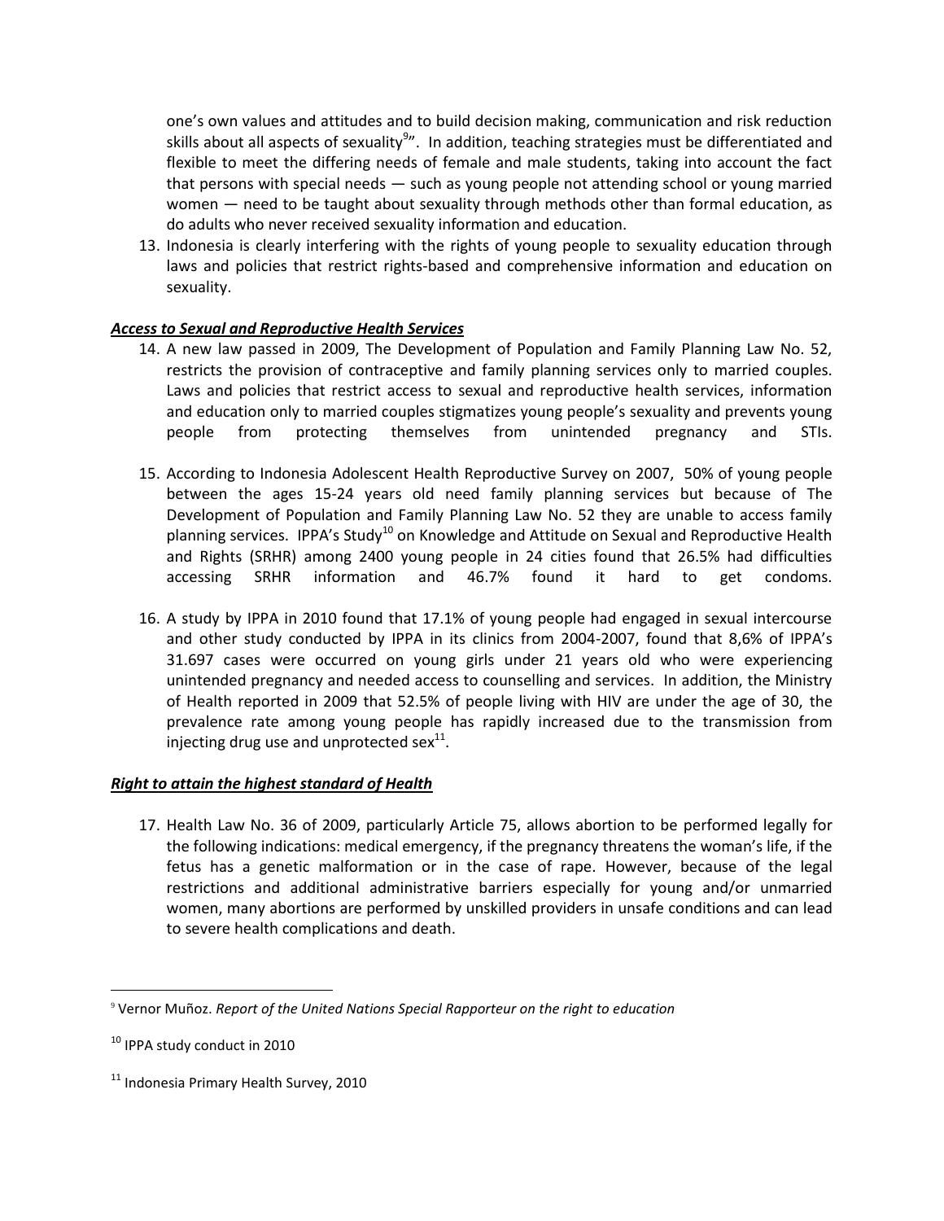one's own values and attitudes and to build decision making, communication and risk reduction skills about all aspects of sexuality[9]". In addition, teaching strategies must be differentiated and flexible to meet the differing needs of female and male students, taking into account the fact that persons with special needs — such as young people not attending school or young married women — need to be taught about sexuality through methods other than formal education, as do adults who never received sexuality information and education.

13. Indonesia is clearly interfering with the rights of young people to sexuality education through laws and policies that restrict rights-based and comprehensive information and education on sexuality.

***Access to Sexual and Reproductive Health Services***

14. A new law passed in 2009, The Development of Population and Family Planning Law No. 52, restricts the provision of contraceptive and family planning services only to married couples. Laws and policies that restrict access to sexual and reproductive health services, information and education only to married couples stigmatizes young people's sexuality and prevents young people from protecting themselves from unintended pregnancy and STIs.

15. According to Indonesia Adolescent Health Reproductive Survey on 2007, 50% of young people between the ages 15-24 years old need family planning services but because of The Development of Population and Family Planning Law No. 52 they are unable to access family planning services. IPPA's Study[10] on Knowledge and Attitude on Sexual and Reproductive Health and Rights (SRHR) among 2400 young people in 24 cities found that 26.5% had difficulties accessing SRHR information and 46.7% found it hard to get condoms.

16. A study by IPPA in 2010 found that 17.1% of young people had engaged in sexual intercourse and other study conducted by IPPA in its clinics from 2004-2007, found that 8,6% of IPPA's 31.697 cases were occurred on young girls under 21 years old who were experiencing unintended pregnancy and needed access to counselling and services. In addition, the Ministry of Health reported in 2009 that 52.5% of people living with HIV are under the age of 30, the prevalence rate among young people has rapidly increased due to the transmission from injecting drug use and unprotected sex[11].

***Right to attain the highest standard of Health***

17. Health Law No. 36 of 2009, particularly Article 75, allows abortion to be performed legally for the following indications: medical emergency, if the pregnancy threatens the woman's life, if the fetus has a genetic malformation or in the case of rape. However, because of the legal restrictions and additional administrative barriers especially for young and/or unmarried women, many abortions are performed by unskilled providers in unsafe conditions and can lead to severe health complications and death.

---

[9] Vernor Muñoz. *Report of the United Nations Special Rapporteur on the right to education*

[10] IPPA study conduct in 2010

[11] Indonesia Primary Health Survey, 2010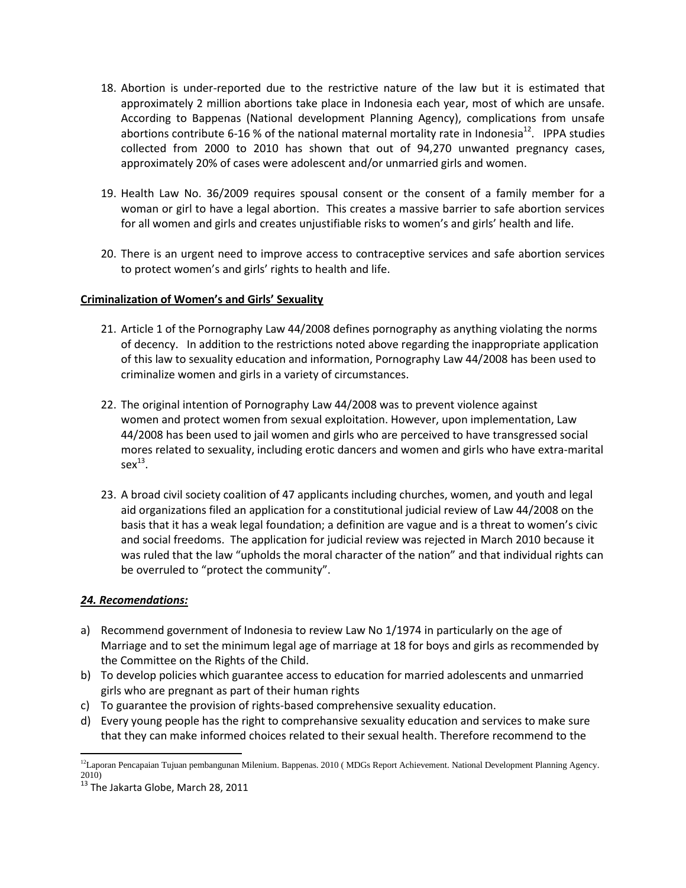18. Abortion is under-reported due to the restrictive nature of the law but it is estimated that approximately 2 million abortions take place in Indonesia each year, most of which are unsafe. According to Bappenas (National development Planning Agency), complications from unsafe abortions contribute 6-16 % of the national maternal mortality rate in Indonesia[12]. IPPA studies collected from 2000 to 2010 has shown that out of 94,270 unwanted pregnancy cases, approximately 20% of cases were adolescent and/or unmarried girls and women.

19. Health Law No. 36/2009 requires spousal consent or the consent of a family member for a woman or girl to have a legal abortion. This creates a massive barrier to safe abortion services for all women and girls and creates unjustifiable risks to women's and girls' health and life.

20. There is an urgent need to improve access to contraceptive services and safe abortion services to protect women's and girls' rights to health and life.

**Criminalization of Women's and Girls' Sexuality**

21. Article 1 of the Pornography Law 44/2008 defines pornography as anything violating the norms of decency. In addition to the restrictions noted above regarding the inappropriate application of this law to sexuality education and information, Pornography Law 44/2008 has been used to criminalize women and girls in a variety of circumstances.

22. The original intention of Pornography Law 44/2008 was to prevent violence against women and protect women from sexual exploitation. However, upon implementation, Law 44/2008 has been used to jail women and girls who are perceived to have transgressed social mores related to sexuality, including erotic dancers and women and girls who have extra-marital sex[13].

23. A broad civil society coalition of 47 applicants including churches, women, and youth and legal aid organizations filed an application for a constitutional judicial review of Law 44/2008 on the basis that it has a weak legal foundation; a definition are vague and is a threat to women's civic and social freedoms. The application for judicial review was rejected in March 2010 because it was ruled that the law "upholds the moral character of the nation" and that individual rights can be overruled to "protect the community".

***24. Recomendations:***

a) Recommend government of Indonesia to review Law No 1/1974 in particularly on the age of Marriage and to set the minimum legal age of marriage at 18 for boys and girls as recommended by the Committee on the Rights of the Child.
b) To develop policies which guarantee access to education for married adolescents and unmarried girls who are pregnant as part of their human rights
c) To guarantee the provision of rights-based comprehensive sexuality education.
d) Every young people has the right to comprehansive sexuality education and services to make sure that they can make informed choices related to their sexual health. Therefore recommend to the

---

[12]Laporan Pencapaian Tujuan pembangunan Milenium. Bappenas. 2010 ( MDGs Report Achievement. National Development Planning Agency. 2010)

[13] The Jakarta Globe, March 28, 2011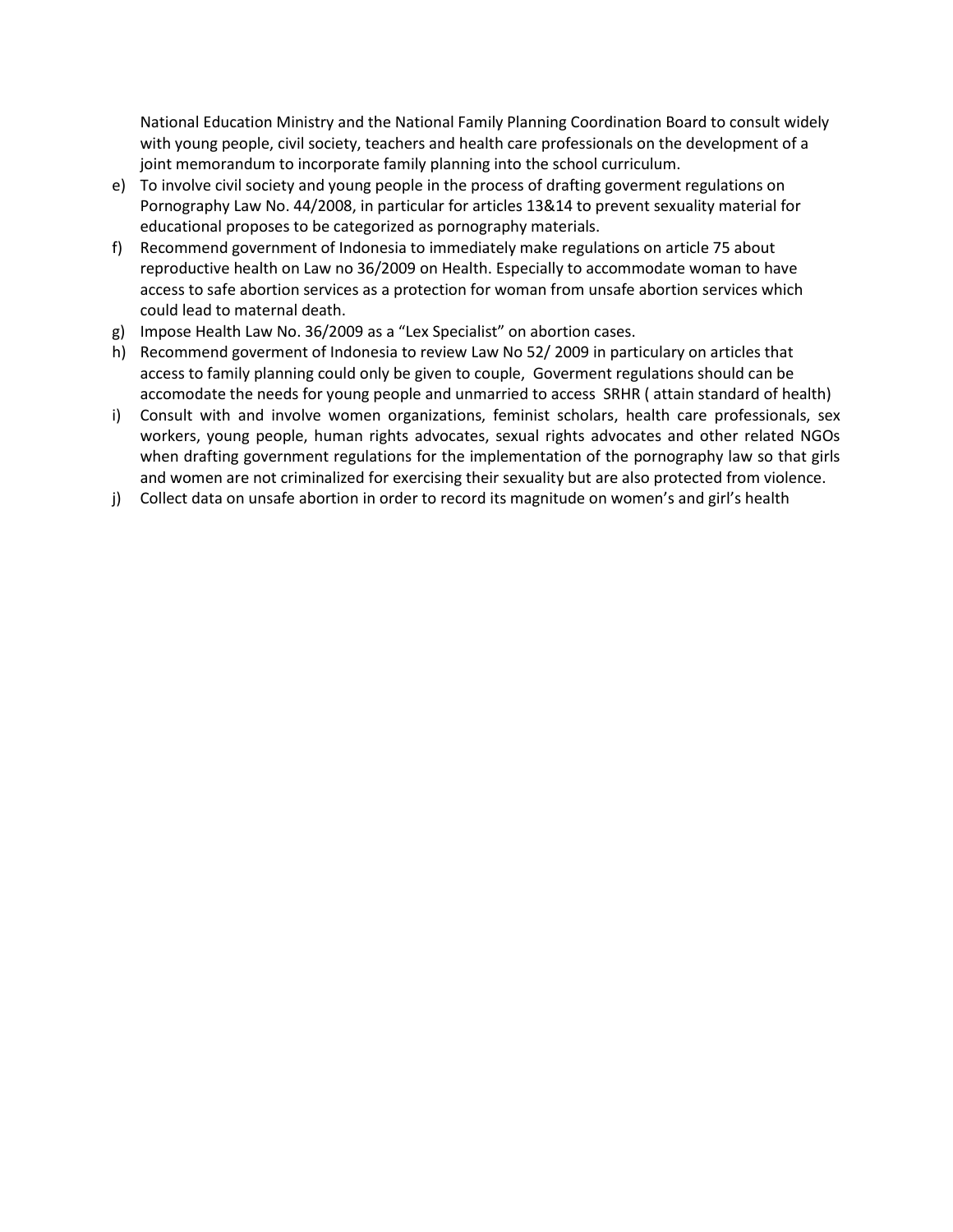National Education Ministry and the National Family Planning Coordination Board to consult widely with young people, civil society, teachers and health care professionals on the development of a joint memorandum to incorporate family planning into the school curriculum.

e) To involve civil society and young people in the process of drafting goverment regulations on Pornography Law No. 44/2008, in particular for articles 13&14 to prevent sexuality material for educational proposes to be categorized as pornography materials.
f) Recommend government of Indonesia to immediately make regulations on article 75 about reproductive health on Law no 36/2009 on Health. Especially to accommodate woman to have access to safe abortion services as a protection for woman from unsafe abortion services which could lead to maternal death.
g) Impose Health Law No. 36/2009 as a "Lex Specialist" on abortion cases.
h) Recommend goverment of Indonesia to review Law No 52/ 2009 in particulary on articles that access to family planning could only be given to couple, Goverment regulations should can be accomodate the needs for young people and unmarried to access SRHR ( attain standard of health)
i) Consult with and involve women organizations, feminist scholars, health care professionals, sex workers, young people, human rights advocates, sexual rights advocates and other related NGOs when drafting government regulations for the implementation of the pornography law so that girls and women are not criminalized for exercising their sexuality but are also protected from violence.
j) Collect data on unsafe abortion in order to record its magnitude on women's and girl's health